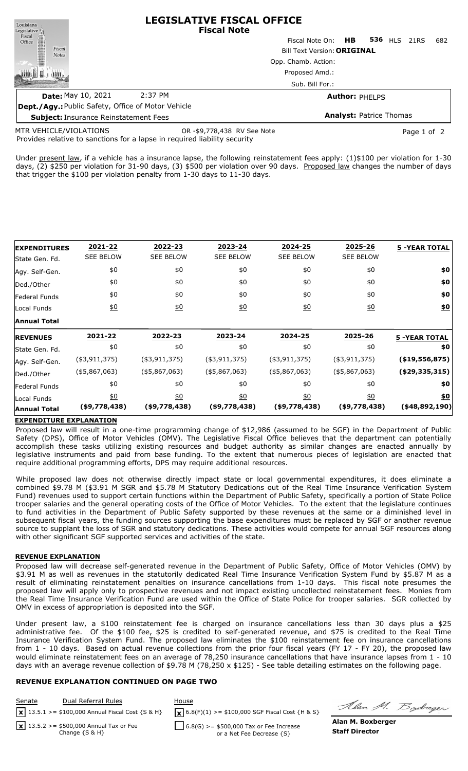# LEGISLATIVE FISCAL OFFICE
## Fiscal Note

Fiscal Note On: **HB 536** HLS 21RS 682

Bill Text Version: **ORIGINAL**

Opp. Chamb. Action:

Proposed Amd.:

Sub. Bill For.:

**Date:** May 10, 2021 2:37 PM

**Author:** PHELPS

**Dept./Agy.:** Public Safety, Office of Motor Vehicle

**Subject:** Insurance Reinstatement Fees

**Analyst:** Patrice Thomas

MTR VEHICLE/VIOLATIONS OR -$9,778,438 RV See Note

Provides relative to sanctions for a lapse in required liability security

Under present law, if a vehicle has a insurance lapse, the following reinstatement fees apply: (1)$100 per violation for 1-30 days, (2) $250 per violation for 31-90 days, (3) $500 per violation over 90 days. Proposed law changes the number of days that trigger the $100 per violation penalty from 1-30 days to 11-30 days.

| **EXPENDITURES** | 2021-22 | 2022-23 | 2023-24 | 2024-25 | 2025-26 | 5 -YEAR TOTAL |
|---|---|---|---|---|---|---|
| State Gen. Fd. | SEE BELOW | SEE BELOW | SEE BELOW | SEE BELOW | SEE BELOW | |
| Agy. Self-Gen. | $0 | $0 | $0 | $0 | $0 | **$0** |
| Ded./Other | $0 | $0 | $0 | $0 | $0 | **$0** |
| Federal Funds | $0 | $0 | $0 | $0 | $0 | **$0** |
| Local Funds | $0 | $0 | $0 | $0 | $0 | **$0** |
| **Annual Total** | | | | | | |

| **REVENUES** | 2021-22 | 2022-23 | 2023-24 | 2024-25 | 2025-26 | 5 -YEAR TOTAL |
|---|---|---|---|---|---|---|
| State Gen. Fd. | $0 | $0 | $0 | $0 | $0 | **$0** |
| Agy. Self-Gen. | ($3,911,375) | ($3,911,375) | ($3,911,375) | ($3,911,375) | ($3,911,375) | **($19,556,875)** |
| Ded./Other | ($5,867,063) | ($5,867,063) | ($5,867,063) | ($5,867,063) | ($5,867,063) | **($29,335,315)** |
| Federal Funds | $0 | $0 | $0 | $0 | $0 | **$0** |
| Local Funds | $0 | $0 | $0 | $0 | $0 | **$0** |
| **Annual Total** | **($9,778,438)** | **($9,778,438)** | **($9,778,438)** | **($9,778,438)** | **($9,778,438)** | **($48,892,190)** |

**EXPENDITURE EXPLANATION**

Proposed law will result in a one-time programming change of $12,986 (assumed to be SGF) in the Department of Public Safety (DPS), Office of Motor Vehicles (OMV). The Legislative Fiscal Office believes that the department can potentially accomplish these tasks utilizing existing resources and budget authority as similar changes are enacted annually by legislative instruments and paid from base funding. To the extent that numerous pieces of legislation are enacted that require additional programming efforts, DPS may require additional resources.

While proposed law does not otherwise directly impact state or local governmental expenditures, it does eliminate a combined $9.78 M ($3.91 M SGR and $5.78 M Statutory Dedications out of the Real Time Insurance Verification System Fund) revenues used to support certain functions within the Department of Public Safety, specifically a portion of State Police trooper salaries and the general operating costs of the Office of Motor Vehicles. To the extent that the legislature continues to fund activities in the Department of Public Safety supported by these revenues at the same or a diminished level in subsequent fiscal years, the funding sources supporting the base expenditures must be replaced by SGF or another revenue source to supplant the loss of SGR and statutory dedications. These activities would compete for annual SGF resources along with other significant SGF supported services and activities of the state.

**REVENUE EXPLANATION**

Proposed law will decrease self-generated revenue in the Department of Public Safety, Office of Motor Vehicles (OMV) by $3.91 M as well as revenues in the statutorily dedicated Real Time Insurance Verification System Fund by $5.87 M as a result of eliminating reinstatement penalties on insurance cancellations from 1-10 days. This fiscal note presumes the proposed law will apply only to prospective revenues and not impact existing uncollected reinstatement fees. Monies from the Real Time Insurance Verification Fund are used within the Office of State Police for trooper salaries. SGR collected by OMV in excess of appropriation is deposited into the SGF.

Under present law, a $100 reinstatement fee is charged on insurance cancellations less than 30 days plus a $25 administrative fee. Of the $100 fee, $25 is credited to self-generated revenue, and $75 is credited to the Real Time Insurance Verification System Fund. The proposed law eliminates the $100 reinstatement fee on insurance cancellations from 1 - 10 days. Based on actual revenue collections from the prior four fiscal years (FY 17 - FY 20), the proposed law would eliminate reinstatement fees on an average of 78,250 insurance cancellations that have insurance lapses from 1 - 10 days with an average revenue collection of $9.78 M (78,250 x $125) - See table detailing estimates on the following page.

**REVENUE EXPLANATION CONTINUED ON PAGE TWO**

| Senate | Dual Referral Rules | House |
|---|---|---|
| [x] 13.5.1 >= $100,000 Annual Fiscal Cost {S & H} | | [x] 6.8(F)(1) >= $100,000 SGF Fiscal Cost {H & S} |
| [x] 13.5.2 >= $500,000 Annual Tax or Fee Change {S & H} | | [ ] 6.8(G) >= $500,000 Tax or Fee Increase or a Net Fee Decrease {S} |

**Alan M. Boxberger**
**Staff Director**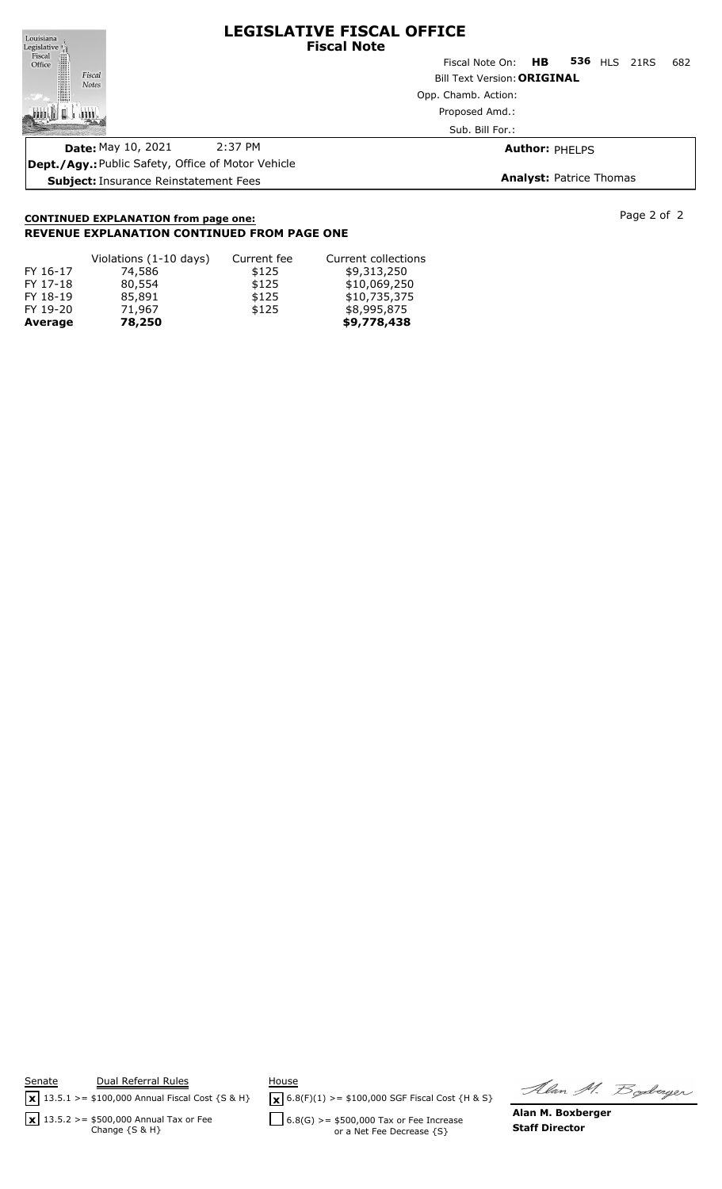# LEGISLATIVE FISCAL OFFICE
## Fiscal Note

Fiscal Note On: **HB 536** HLS 21RS 682

Bill Text Version: **ORIGINAL**

Opp. Chamb. Action:

Proposed Amd.:

Sub. Bill For.:

**Date:** May 10, 2021 2:37 PM

**Author:** PHELPS

**Dept./Agy.:** Public Safety, Office of Motor Vehicle

**Subject:** Insurance Reinstatement Fees

**Analyst:** Patrice Thomas

**CONTINUED EXPLANATION from page one:**

**REVENUE EXPLANATION CONTINUED FROM PAGE ONE**

| | Violations (1-10 days) | Current fee | Current collections |
|---|---|---|---|
| FY 16-17 | 74,586 | $125 | $9,313,250 |
| FY 17-18 | 80,554 | $125 | $10,069,250 |
| FY 18-19 | 85,891 | $125 | $10,735,375 |
| FY 19-20 | 71,967 | $125 | $8,995,875 |
| **Average** | **78,250** | | **$9,778,438** |

| Senate | Dual Referral Rules | House |
|---|---|---|
| [x] 13.5.1 >= $100,000 Annual Fiscal Cost {S & H} | | [x] 6.8(F)(1) >= $100,000 SGF Fiscal Cost {H & S} |
| [x] 13.5.2 >= $500,000 Annual Tax or Fee Change {S & H} | | [ ] 6.8(G) >= $500,000 Tax or Fee Increase or a Net Fee Decrease {S} |

**Alan M. Boxberger**
**Staff Director**